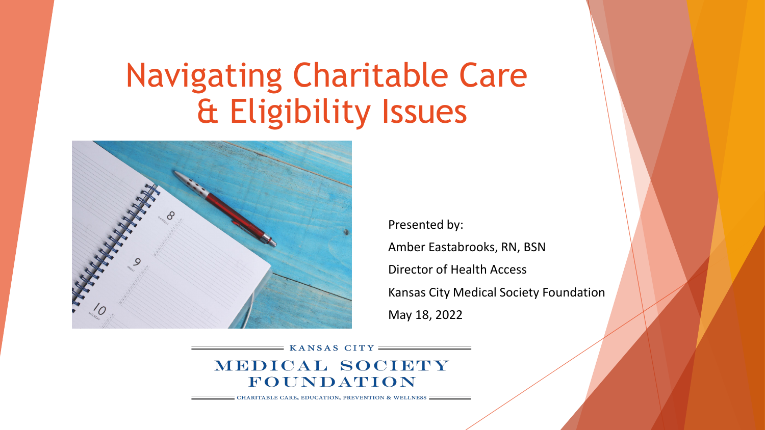# Navigating Charitable Care & Eligibility Issues

Presented by:

Amber Eastabrooks, RN, BSN

Director of Health Access

Kansas City Medical Society Foundation

May 18, 2022

KANSAS CITY

MEDICAL SOCIETY FOUNDATION

CHARITABLE CARE, EDUCATION, PREVENTION & WELLNESS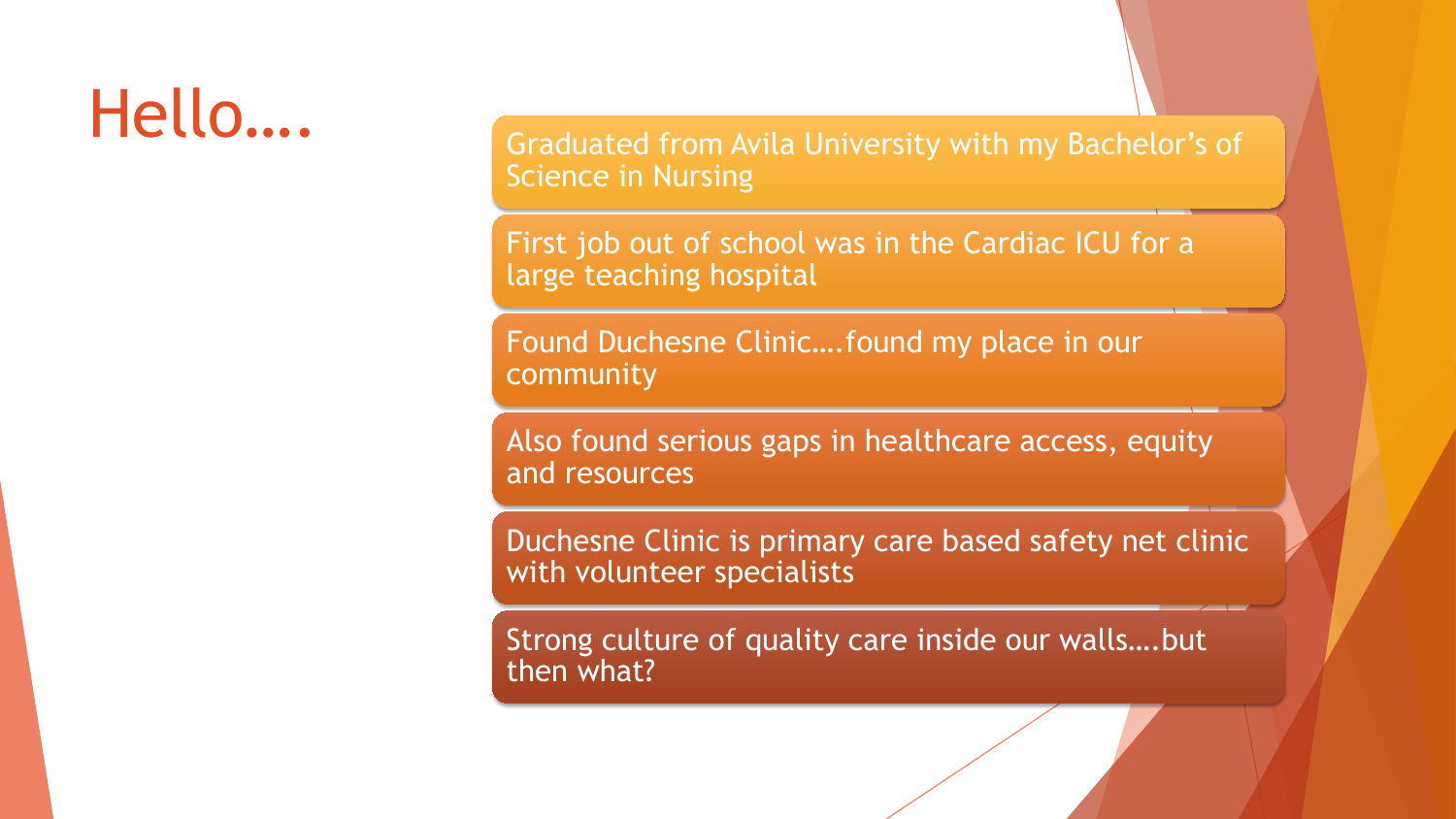# Hello….

- Graduated from Avila University with my Bachelor's of Science in Nursing
- First job out of school was in the Cardiac ICU for a large teaching hospital
- Found Duchesne Clinic….found my place in our community
- Also found serious gaps in healthcare access, equity and resources
- Duchesne Clinic is primary care based safety net clinic with volunteer specialists
- Strong culture of quality care inside our walls….but then what?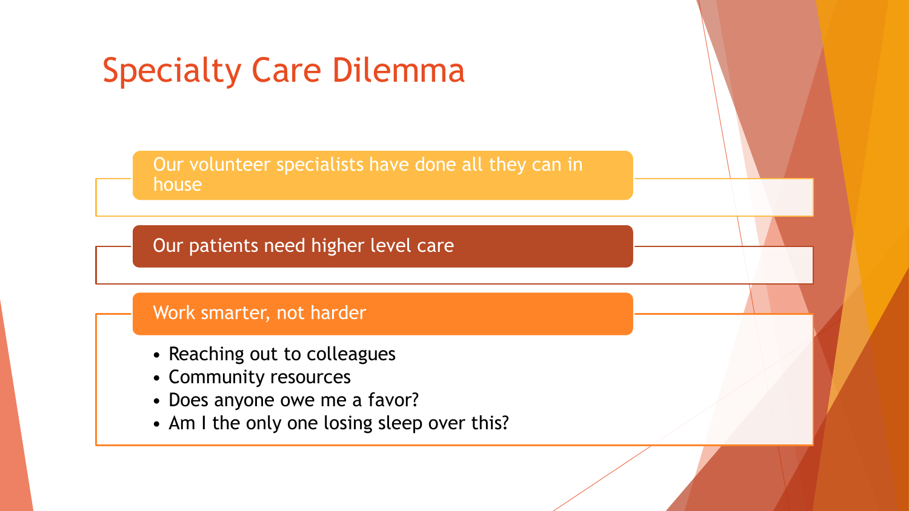# Specialty Care Dilemma

Our volunteer specialists have done all they can in house

Our patients need higher level care

Work smarter, not harder

- Reaching out to colleagues
- Community resources
- Does anyone owe me a favor?
- Am I the only one losing sleep over this?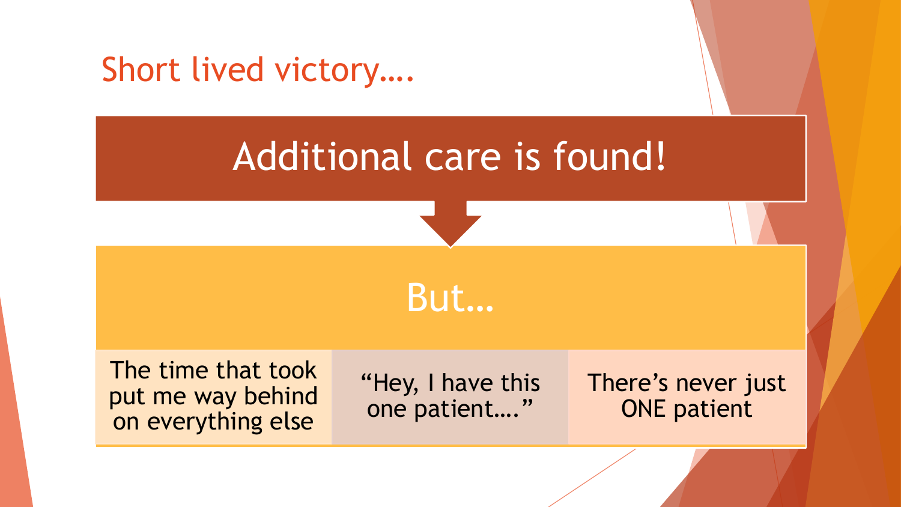# Short lived victory….

Additional care is found!

But…

- The time that took put me way behind on everything else
- “Hey, I have this one patient….”
- There’s never just ONE patient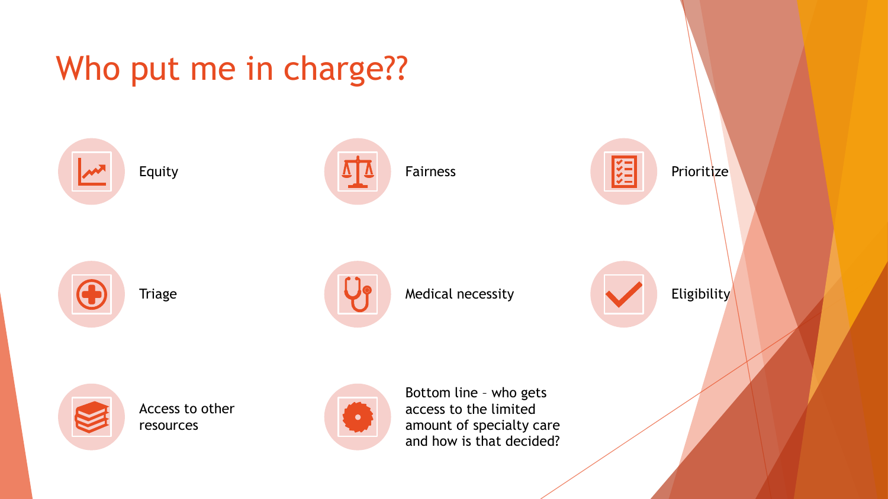# Who put me in charge??

- Equity
- Fairness
- Prioritize
- Triage
- Medical necessity
- Eligibility
- Access to other resources
- Bottom line – who gets access to the limited amount of specialty care and how is that decided?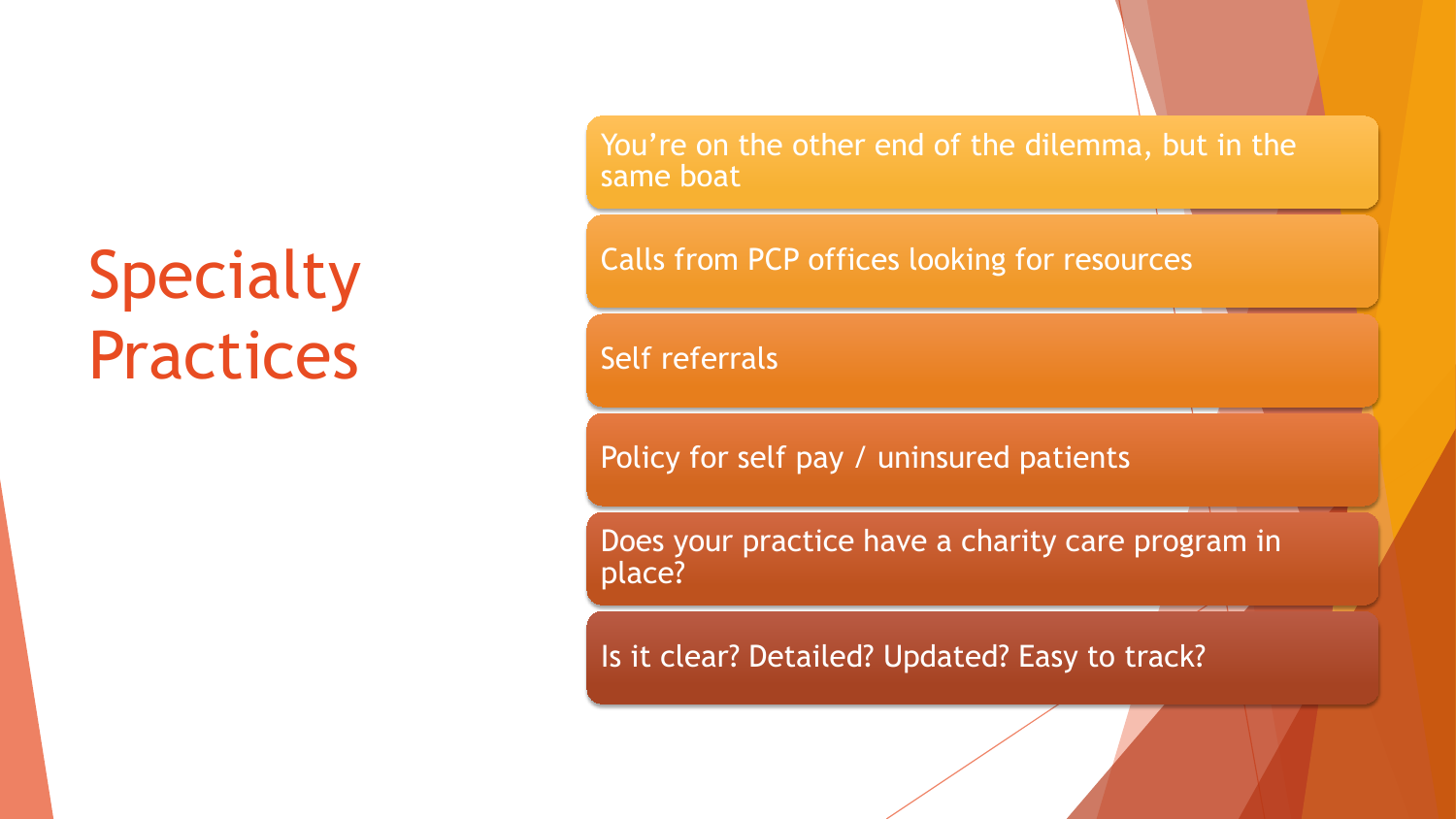# Specialty Practices

- You're on the other end of the dilemma, but in the same boat
- Calls from PCP offices looking for resources
- Self referrals
- Policy for self pay / uninsured patients
- Does your practice have a charity care program in place?
- Is it clear? Detailed? Updated? Easy to track?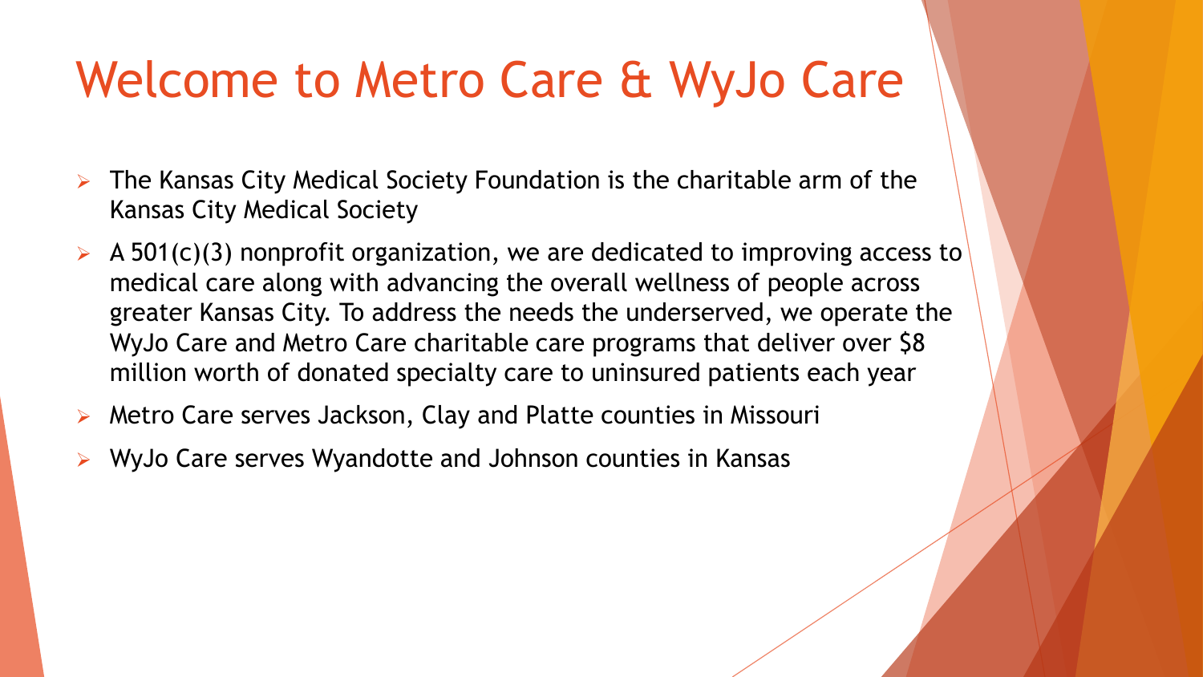# Welcome to Metro Care & WyJo Care

- The Kansas City Medical Society Foundation is the charitable arm of the Kansas City Medical Society
- A 501(c)(3) nonprofit organization, we are dedicated to improving access to medical care along with advancing the overall wellness of people across greater Kansas City. To address the needs the underserved, we operate the WyJo Care and Metro Care charitable care programs that deliver over $8 million worth of donated specialty care to uninsured patients each year
- Metro Care serves Jackson, Clay and Platte counties in Missouri
- WyJo Care serves Wyandotte and Johnson counties in Kansas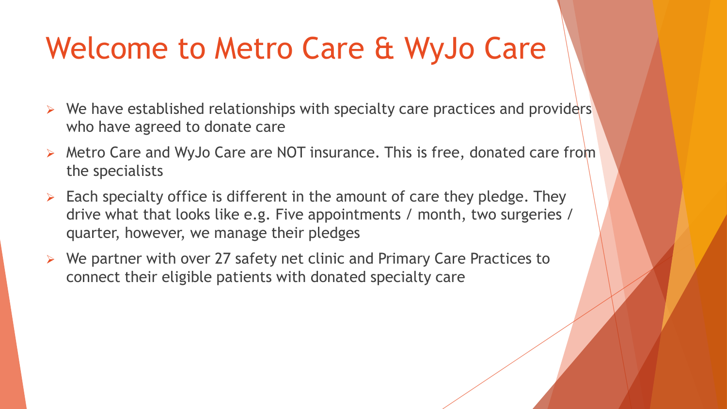# Welcome to Metro Care & WyJo Care

- We have established relationships with specialty care practices and providers who have agreed to donate care
- Metro Care and WyJo Care are NOT insurance. This is free, donated care from the specialists
- Each specialty office is different in the amount of care they pledge. They drive what that looks like e.g. Five appointments / month, two surgeries / quarter, however, we manage their pledges
- We partner with over 27 safety net clinic and Primary Care Practices to connect their eligible patients with donated specialty care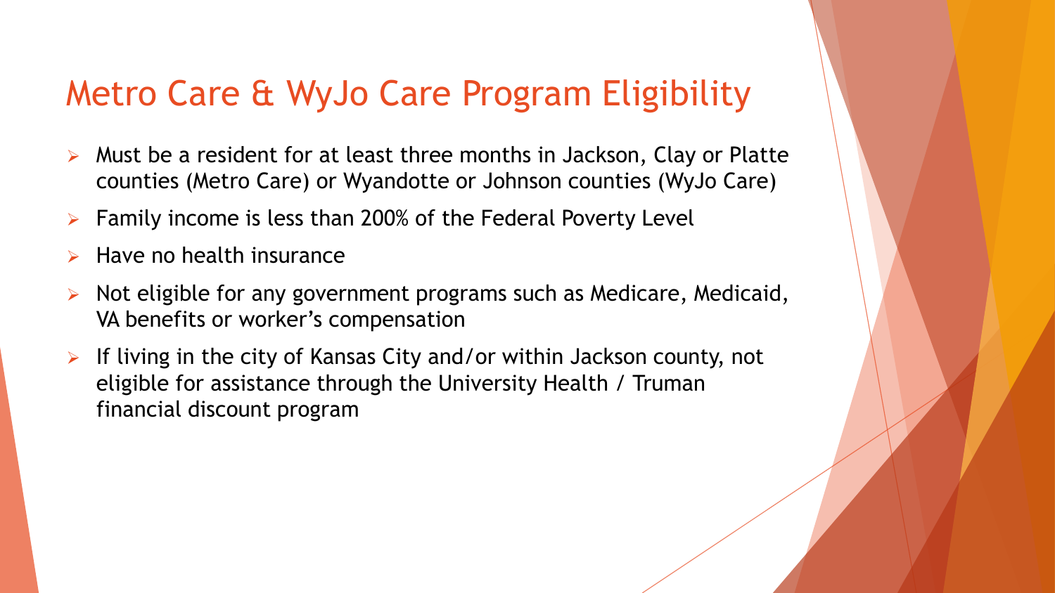# Metro Care & WyJo Care Program Eligibility

- Must be a resident for at least three months in Jackson, Clay or Platte counties (Metro Care) or Wyandotte or Johnson counties (WyJo Care)
- Family income is less than 200% of the Federal Poverty Level
- Have no health insurance
- Not eligible for any government programs such as Medicare, Medicaid, VA benefits or worker's compensation
- If living in the city of Kansas City and/or within Jackson county, not eligible for assistance through the University Health / Truman financial discount program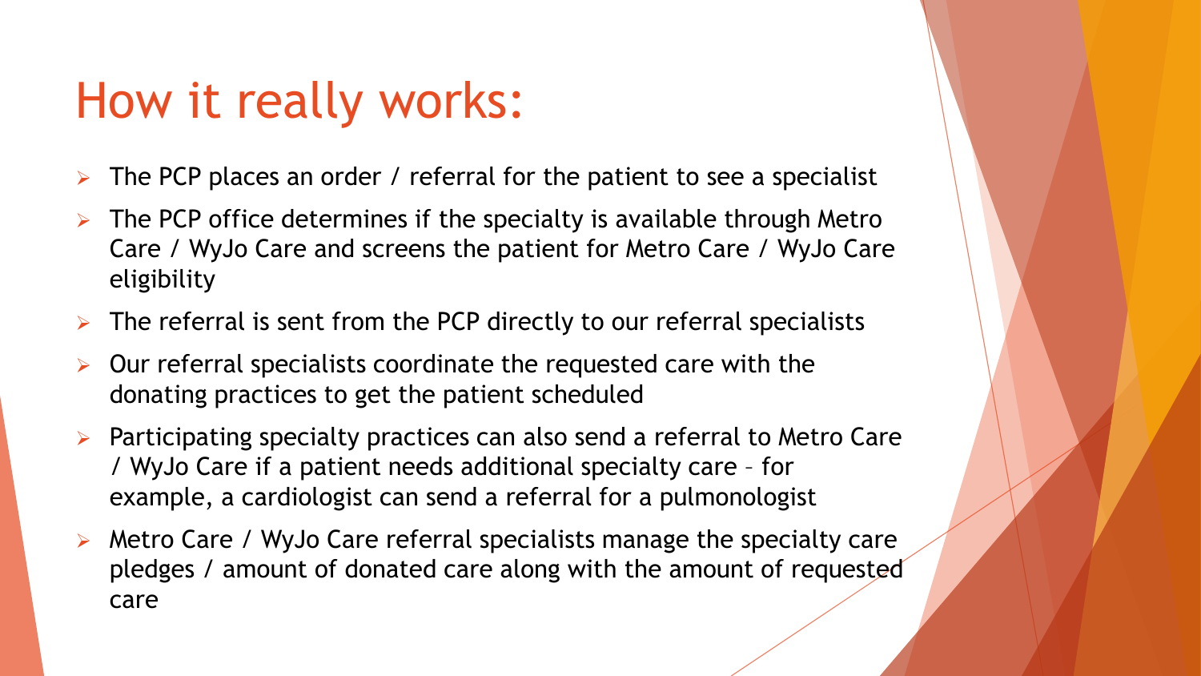# How it really works:

- The PCP places an order / referral for the patient to see a specialist
- The PCP office determines if the specialty is available through Metro Care / WyJo Care and screens the patient for Metro Care / WyJo Care eligibility
- The referral is sent from the PCP directly to our referral specialists
- Our referral specialists coordinate the requested care with the donating practices to get the patient scheduled
- Participating specialty practices can also send a referral to Metro Care / WyJo Care if a patient needs additional specialty care – for example, a cardiologist can send a referral for a pulmonologist
- Metro Care / WyJo Care referral specialists manage the specialty care pledges / amount of donated care along with the amount of requested care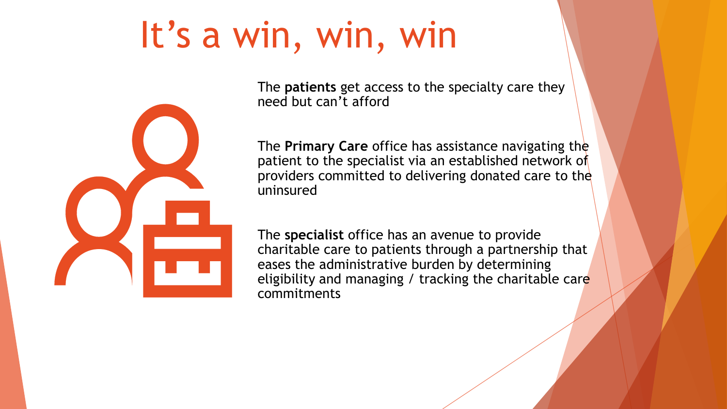# It’s a win, win, win

The **patients** get access to the specialty care they need but can’t afford

The **Primary Care** office has assistance navigating the patient to the specialist via an established network of providers committed to delivering donated care to the uninsured

The **specialist** office has an avenue to provide charitable care to patients through a partnership that eases the administrative burden by determining eligibility and managing / tracking the charitable care commitments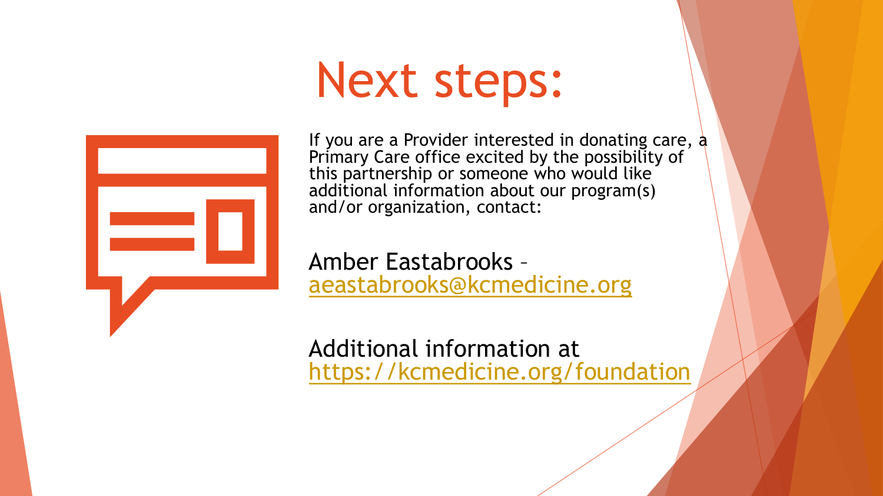# Next steps:

If you are a Provider interested in donating care, a Primary Care office excited by the possibility of this partnership or someone who would like additional information about our program(s) and/or organization, contact:

Amber Eastabrooks – aeastabrooks@kcmedicine.org

Additional information at https://kcmedicine.org/foundation